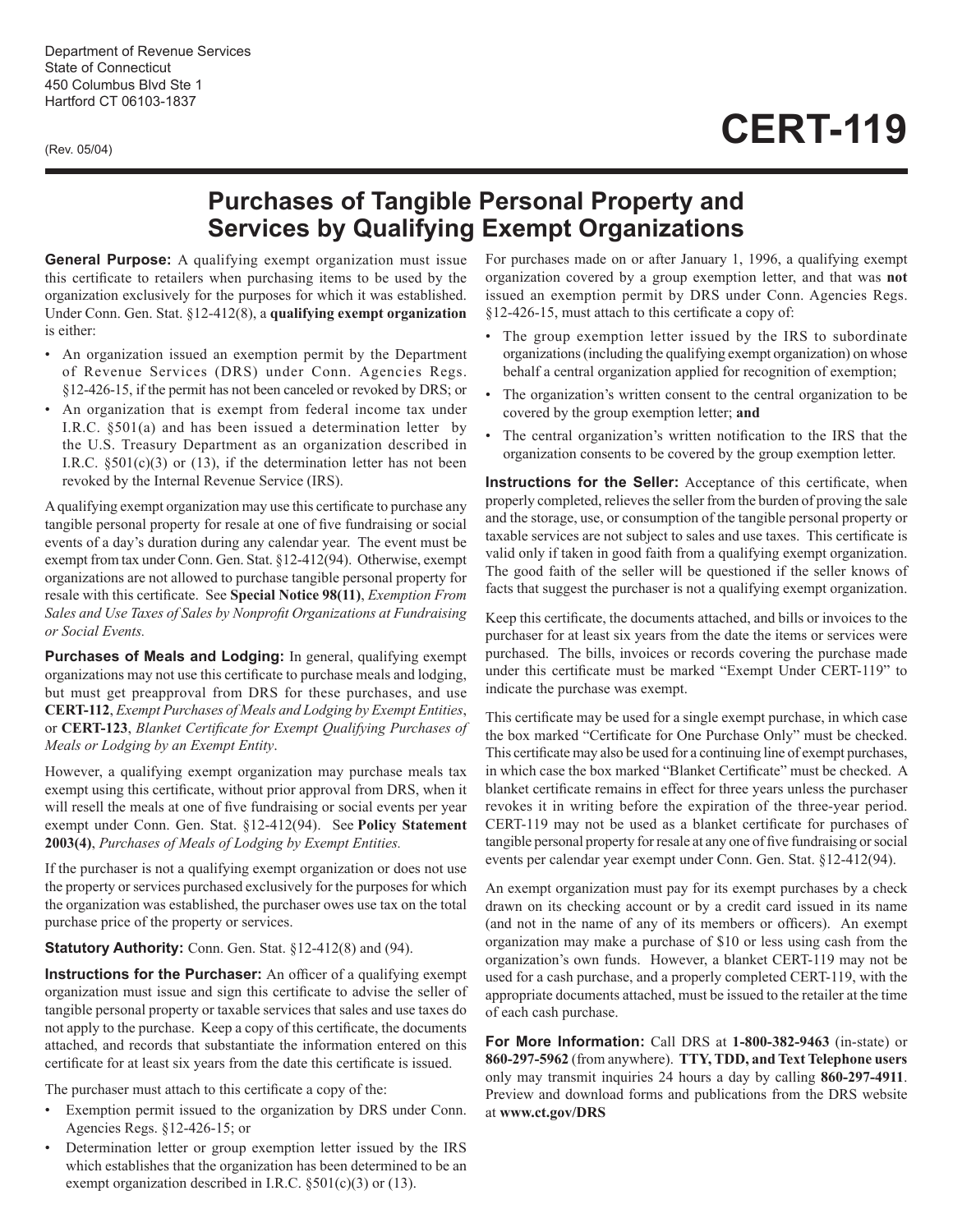Department of Revenue Services
State of Connecticut
450 Columbus Blvd Ste 1
Hartford CT 06103-1837

(Rev. 05/04)

# CERT-119

## Purchases of Tangible Personal Property and Services by Qualifying Exempt Organizations

**General Purpose:** A qualifying exempt organization must issue this certificate to retailers when purchasing items to be used by the organization exclusively for the purposes for which it was established. Under Conn. Gen. Stat. §12-412(8), a **qualifying exempt organization** is either:

- An organization issued an exemption permit by the Department of Revenue Services (DRS) under Conn. Agencies Regs. §12-426-15, if the permit has not been canceled or revoked by DRS; or
- An organization that is exempt from federal income tax under I.R.C. §501(a) and has been issued a determination letter by the U.S. Treasury Department as an organization described in I.R.C. §501(c)(3) or (13), if the determination letter has not been revoked by the Internal Revenue Service (IRS).

A qualifying exempt organization may use this certificate to purchase any tangible personal property for resale at one of five fundraising or social events of a day's duration during any calendar year. The event must be exempt from tax under Conn. Gen. Stat. §12-412(94). Otherwise, exempt organizations are not allowed to purchase tangible personal property for resale with this certificate. See **Special Notice 98(11)**, *Exemption From Sales and Use Taxes of Sales by Nonprofit Organizations at Fundraising or Social Events.*

**Purchases of Meals and Lodging:** In general, qualifying exempt organizations may not use this certificate to purchase meals and lodging, but must get preapproval from DRS for these purchases, and use **CERT-112**, *Exempt Purchases of Meals and Lodging by Exempt Entities*, or **CERT-123**, *Blanket Certificate for Exempt Qualifying Purchases of Meals or Lodging by an Exempt Entity*.

However, a qualifying exempt organization may purchase meals tax exempt using this certificate, without prior approval from DRS, when it will resell the meals at one of five fundraising or social events per year exempt under Conn. Gen. Stat. §12-412(94). See **Policy Statement 2003(4)**, *Purchases of Meals of Lodging by Exempt Entities.*

If the purchaser is not a qualifying exempt organization or does not use the property or services purchased exclusively for the purposes for which the organization was established, the purchaser owes use tax on the total purchase price of the property or services.

**Statutory Authority:** Conn. Gen. Stat. §12-412(8) and (94).

**Instructions for the Purchaser:** An officer of a qualifying exempt organization must issue and sign this certificate to advise the seller of tangible personal property or taxable services that sales and use taxes do not apply to the purchase. Keep a copy of this certificate, the documents attached, and records that substantiate the information entered on this certificate for at least six years from the date this certificate is issued.

The purchaser must attach to this certificate a copy of the:

- Exemption permit issued to the organization by DRS under Conn. Agencies Regs. §12-426-15; or
- Determination letter or group exemption letter issued by the IRS which establishes that the organization has been determined to be an exempt organization described in I.R.C. §501(c)(3) or (13).

For purchases made on or after January 1, 1996, a qualifying exempt organization covered by a group exemption letter, and that was **not** issued an exemption permit by DRS under Conn. Agencies Regs. §12-426-15, must attach to this certificate a copy of:

- The group exemption letter issued by the IRS to subordinate organizations (including the qualifying exempt organization) on whose behalf a central organization applied for recognition of exemption;
- The organization's written consent to the central organization to be covered by the group exemption letter; **and**
- The central organization's written notification to the IRS that the organization consents to be covered by the group exemption letter.

**Instructions for the Seller:** Acceptance of this certificate, when properly completed, relieves the seller from the burden of proving the sale and the storage, use, or consumption of the tangible personal property or taxable services are not subject to sales and use taxes. This certificate is valid only if taken in good faith from a qualifying exempt organization. The good faith of the seller will be questioned if the seller knows of facts that suggest the purchaser is not a qualifying exempt organization.

Keep this certificate, the documents attached, and bills or invoices to the purchaser for at least six years from the date the items or services were purchased. The bills, invoices or records covering the purchase made under this certificate must be marked "Exempt Under CERT-119" to indicate the purchase was exempt.

This certificate may be used for a single exempt purchase, in which case the box marked "Certificate for One Purchase Only" must be checked. This certificate may also be used for a continuing line of exempt purchases, in which case the box marked "Blanket Certificate" must be checked. A blanket certificate remains in effect for three years unless the purchaser revokes it in writing before the expiration of the three-year period. CERT-119 may not be used as a blanket certificate for purchases of tangible personal property for resale at any one of five fundraising or social events per calendar year exempt under Conn. Gen. Stat. §12-412(94).

An exempt organization must pay for its exempt purchases by a check drawn on its checking account or by a credit card issued in its name (and not in the name of any of its members or officers). An exempt organization may make a purchase of $10 or less using cash from the organization's own funds. However, a blanket CERT-119 may not be used for a cash purchase, and a properly completed CERT-119, with the appropriate documents attached, must be issued to the retailer at the time of each cash purchase.

**For More Information:** Call DRS at **1-800-382-9463** (in-state) or **860-297-5962** (from anywhere). **TTY, TDD, and Text Telephone users** only may transmit inquiries 24 hours a day by calling **860-297-4911**. Preview and download forms and publications from the DRS website at **www.ct.gov/DRS**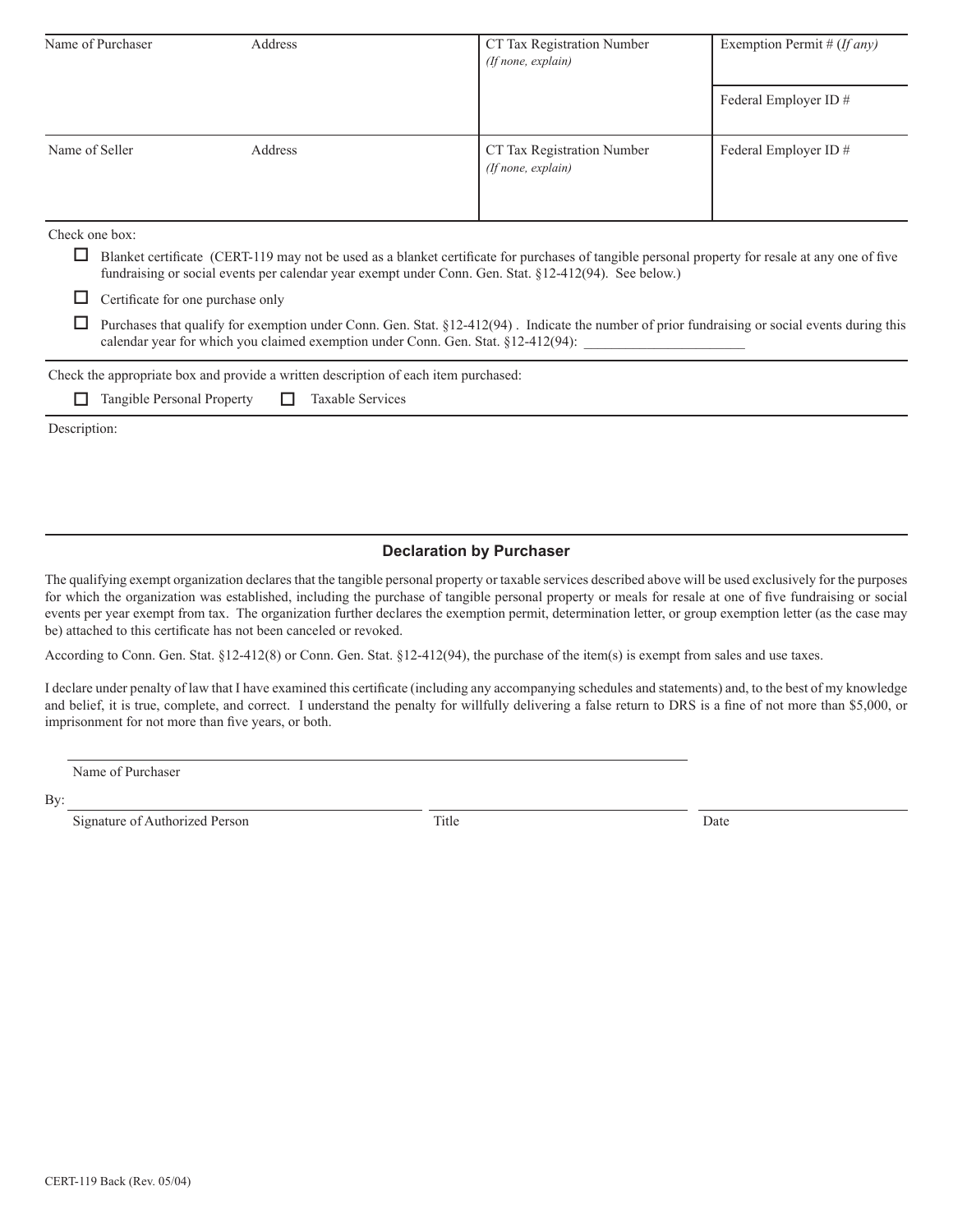| Name of Purchaser | Address | CT Tax Registration Number *(If none, explain)* | Exemption Permit # (*If any)* |
|---|---|---|---|
| | | | Federal Employer ID # |
| Name of Seller | Address | CT Tax Registration Number *(If none, explain)* | Federal Employer ID # |

Check one box:

- ☐ Blanket certificate (CERT-119 may not be used as a blanket certificate for purchases of tangible personal property for resale at any one of five fundraising or social events per calendar year exempt under Conn. Gen. Stat. §12-412(94). See below.)
- ☐ Certificate for one purchase only
- ☐ Purchases that qualify for exemption under Conn. Gen. Stat. §12-412(94) . Indicate the number of prior fundraising or social events during this calendar year for which you claimed exemption under Conn. Gen. Stat. §12-412(94): ______________________

Check the appropriate box and provide a written description of each item purchased:

☐ Tangible Personal Property ☐ Taxable Services

Description:

## Declaration by Purchaser

The qualifying exempt organization declares that the tangible personal property or taxable services described above will be used exclusively for the purposes for which the organization was established, including the purchase of tangible personal property or meals for resale at one of five fundraising or social events per year exempt from tax. The organization further declares the exemption permit, determination letter, or group exemption letter (as the case may be) attached to this certificate has not been canceled or revoked.

According to Conn. Gen. Stat. §12-412(8) or Conn. Gen. Stat. §12-412(94), the purchase of the item(s) is exempt from sales and use taxes.

I declare under penalty of law that I have examined this certificate (including any accompanying schedules and statements) and, to the best of my knowledge and belief, it is true, complete, and correct. I understand the penalty for willfully delivering a false return to DRS is a fine of not more than $5,000, or imprisonment for not more than five years, or both.

______________________________________________
Name of Purchaser

By: ______________________________ ______________________ ______________________
Signature of Authorized Person Title Date

CERT-119 Back (Rev. 05/04)